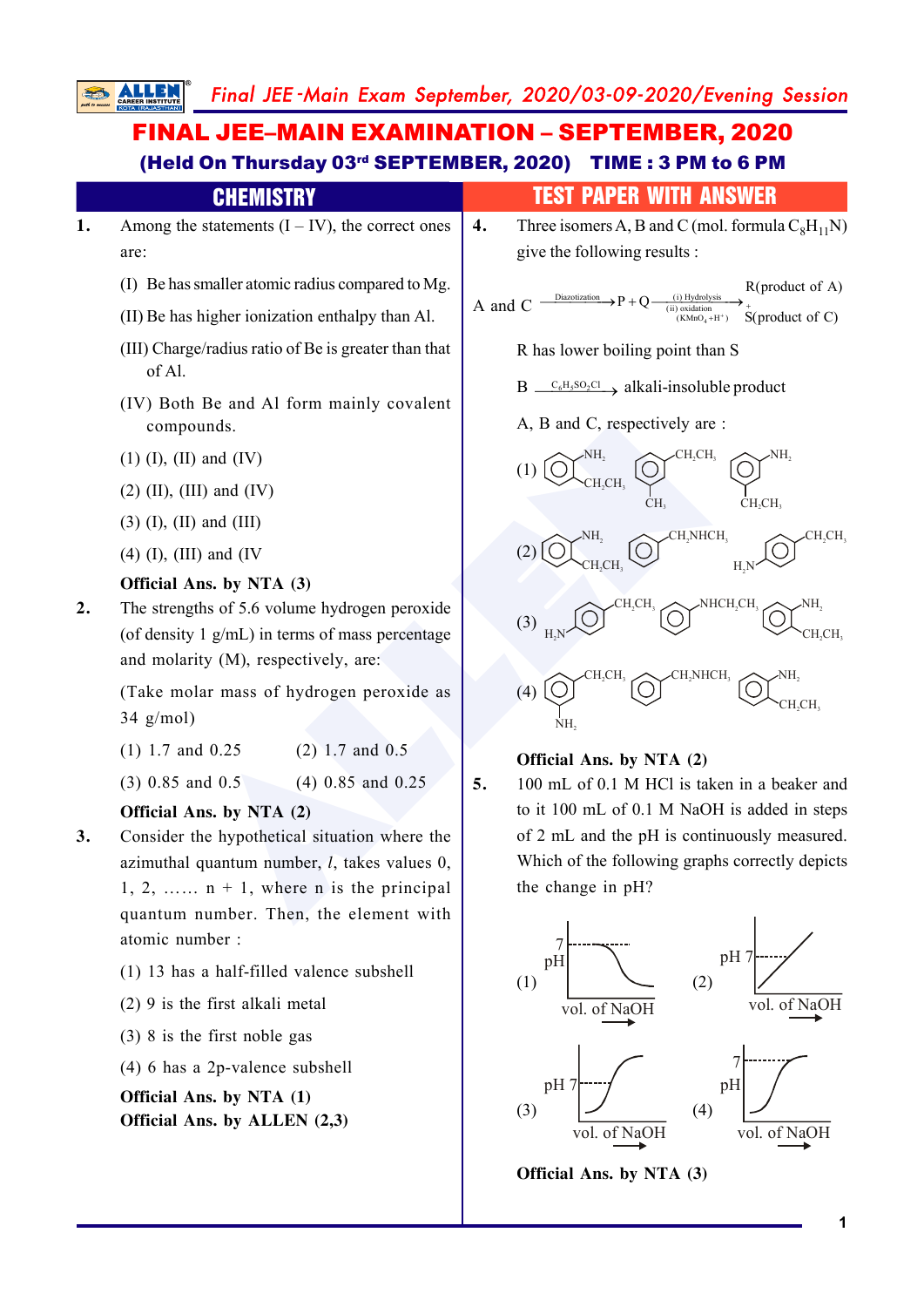# FINAL JEE–MAIN EXAMINATION – SEPTEMBER, 2020

**(Held On Thursday 03rd SEPTEMBER, 2020) TIME : 3 PM to 6 PM**

## CHEMISTRY — TEST PAPER WITH ANSWER

**1.** Among the statements (I – IV), the correct ones are:

(I) Be has smaller atomic radius compared to Mg.

(II) Be has higher ionization enthalpy than Al.

(III) Charge/radius ratio of Be is greater than that of Al.

(IV) Both Be and Al form mainly covalent compounds.

(1) (I), (II) and (IV)

(2) (II), (III) and (IV)

(3) (I), (II) and (III)

(4) (I), (III) and (IV

**Official Ans. by NTA (3)**

**2.** The strengths of 5.6 volume hydrogen peroxide (of density 1 g/mL) in terms of mass percentage and molarity (M), respectively, are:

(Take molar mass of hydrogen peroxide as 34 g/mol)

(1) 1.7 and 0.25 (2) 1.7 and 0.5

(3) 0.85 and 0.5 (4) 0.85 and 0.25

**Official Ans. by NTA (2)**

**3.** Consider the hypothetical situation where the azimuthal quantum number, *l*, takes values 0, 1, 2, …… n + 1, where n is the principal quantum number. Then, the element with atomic number :

(1) 13 has a half-filled valence subshell

(2) 9 is the first alkali metal

(3) 8 is the first noble gas

(4) 6 has a 2p-valence subshell

**Official Ans. by NTA (1)**

**Official Ans. by ALLEN (2,3)**

**4.** Three isomers A, B and C (mol. formula $C_8H_{11}N$) give the following results :

$$\text{A and C} \xrightarrow{\text{Diazotization}} P + Q \xrightarrow[\text{(ii) oxidation (KMnO}_4 + H^+)]{\text{(i) Hydrolysis}} \text{R(product of A)} + \text{S(product of C)}$$

R has lower boiling point than S

$$B \xrightarrow{C_6H_5SO_2Cl} \text{alkali-insoluble product}$$

A, B and C, respectively are :

(1) A: 2-ethylaniline ($NH_2$ and $CH_2CH_3$ ortho); B: 1-ethyl-4-methylbenzene ($CH_2CH_3$ and $CH_3$ para); C: 3-ethylaniline ($NH_2$ and $CH_2CH_3$ meta)

(2) A: 2-ethylaniline ($NH_2$ and $CH_2CH_3$ ortho); B: $C_6H_5CH_2NHCH_3$; C: 4-ethylaniline ($H_2N$ and $CH_2CH_3$ para)

(3) A: 4-ethylaniline ($H_2N$ and $CH_2CH_3$ para); B: $C_6H_5NHCH_2CH_3$; C: 2-ethylaniline ($NH_2$ and $CH_2CH_3$ ortho)

(4) A: 2-ethylaniline ($CH_2CH_3$ and $NH_2$ ortho); B: $C_6H_5CH_2NHCH_3$; C: 2-ethylaniline ($NH_2$ and $CH_2CH_3$ ortho)

**Official Ans. by NTA (2)**

**5.** 100 mL of 0.1 M HCl is taken in a beaker and to it 100 mL of 0.1 M NaOH is added in steps of 2 mL and the pH is continuously measured. Which of the following graphs correctly depicts the change in pH?

(1) Graph of pH vs vol. of NaOH: pH starts at 7 and decreases in a sigmoid curve.

(2) Graph of pH vs vol. of NaOH: pH increases linearly, crossing pH 7.

(3) Graph of pH vs vol. of NaOH: pH increases in a sigmoid curve, passing through pH 7 at the midpoint of the steep rise.

(4) Graph of pH vs vol. of NaOH: pH increases in a sigmoid curve, levelling off at pH 7.

**Official Ans. by NTA (3)**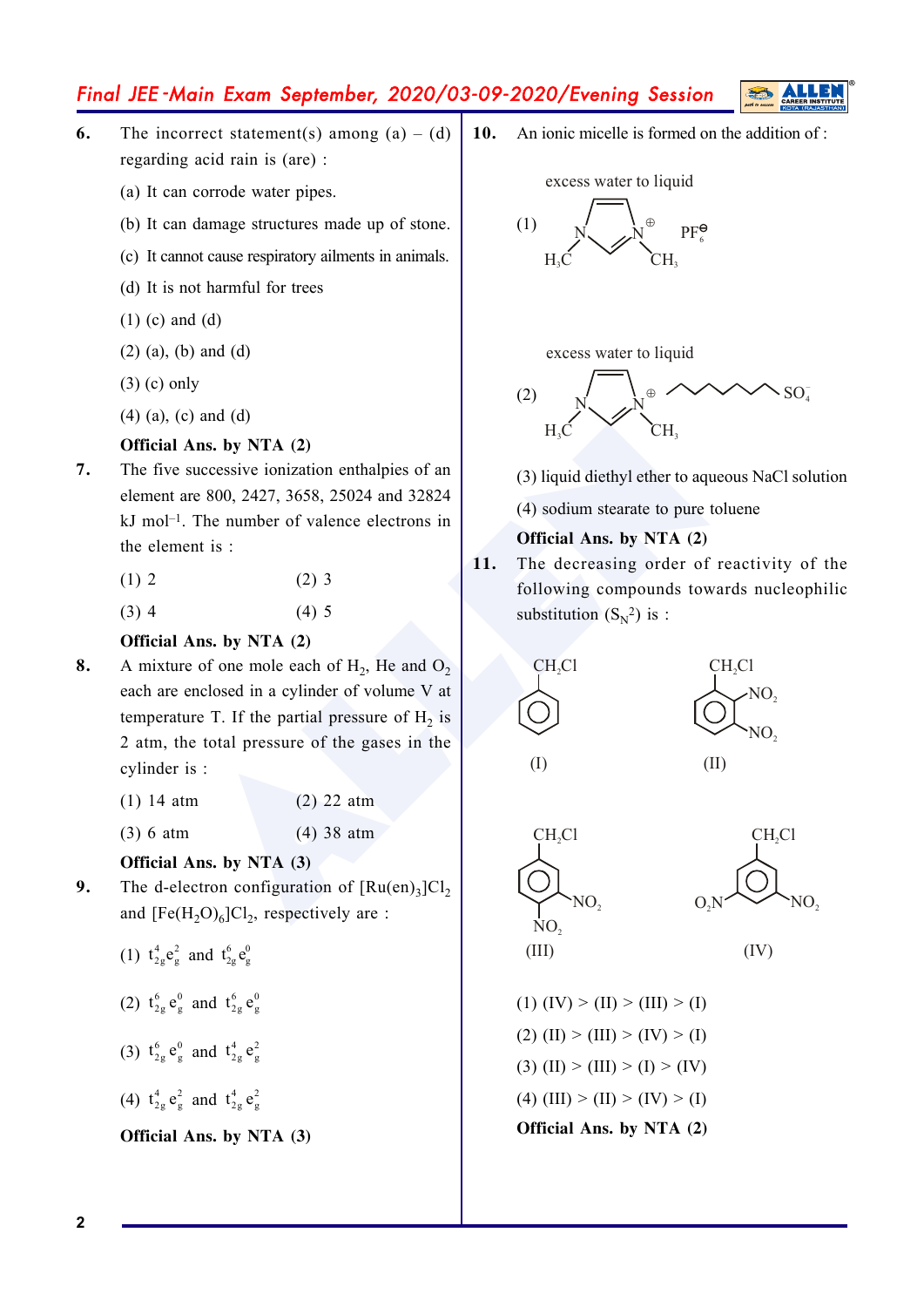**6.** The incorrect statement(s) among (a) – (d) regarding acid rain is (are) :

(a) It can corrode water pipes.

(b) It can damage structures made up of stone.

(c) It cannot cause respiratory ailments in animals.

(d) It is not harmful for trees

(1) (c) and (d)

(2) (a), (b) and (d)

(3) (c) only

(4) (a), (c) and (d)

**Official Ans. by NTA (2)**

**7.** The five successive ionization enthalpies of an element are 800, 2427, 3658, 25024 and 32824 kJ mol$^{-1}$. The number of valence electrons in the element is :

(1) 2 (2) 3

(3) 4 (4) 5

**Official Ans. by NTA (2)**

**8.** A mixture of one mole each of $H_2$, He and $O_2$ each are enclosed in a cylinder of volume V at temperature T. If the partial pressure of $H_2$ is 2 atm, the total pressure of the gases in the cylinder is :

(1) 14 atm (2) 22 atm

(3) 6 atm (4) 38 atm

**Official Ans. by NTA (3)**

**9.** The d-electron configuration of $[Ru(en)_3]Cl_2$ and $[Fe(H_2O)_6]Cl_2$, respectively are :

(1) $t_{2g}^4 e_g^2$ and $t_{2g}^6 e_g^0$

(2) $t_{2g}^6 e_g^0$ and $t_{2g}^6 e_g^0$

(3) $t_{2g}^6 e_g^0$ and $t_{2g}^4 e_g^2$

(4) $t_{2g}^4 e_g^2$ and $t_{2g}^4 e_g^2$

**Official Ans. by NTA (3)**

**10.** An ionic micelle is formed on the addition of :

(1) excess water to liquid [1,3-dimethylimidazolium cation, with $N$–$CH_3$ groups] $PF_6^{\ominus}$

(2) excess water to liquid [1-methylimidazolium cation bearing a long alkyl chain on the other N] $SO_4^-$

(3) liquid diethyl ether to aqueous NaCl solution

(4) sodium stearate to pure toluene

**Official Ans. by NTA (2)**

**11.** The decreasing order of reactivity of the following compounds towards nucleophilic substitution ($S_N2$) is :

(I) $C_6H_5CH_2Cl$ (benzyl chloride)

(II) $CH_2Cl$ with two $NO_2$ groups at ortho and meta positions (2,3-dinitro)

(III) $CH_2Cl$ with $NO_2$ groups at ortho and para positions (2,4-dinitro)

(IV) $CH_2Cl$ with $O_2N$ and $NO_2$ at both meta positions (3,5-dinitro)

(1) (IV) > (II) > (III) > (I)

(2) (II) > (III) > (IV) > (I)

(3) (II) > (III) > (I) > (IV)

(4) (III) > (II) > (IV) > (I)

**Official Ans. by NTA (2)**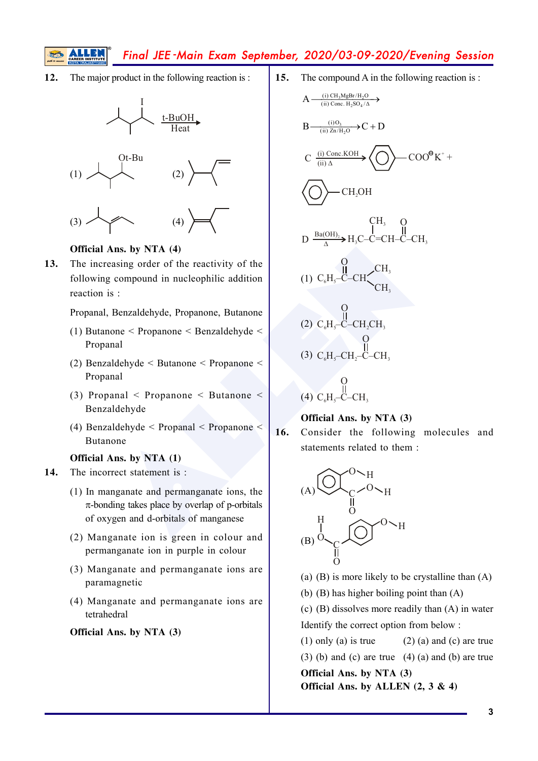**12.** The major product in the following reaction is :

(Substrate: iodoalkane; reagent: t-BuOH, Heat)

(1) (Ot-Bu substituted product) (2) (alkene) (3) (alkene) (4) (alkene)

**Official Ans. by NTA (4)**

**13.** The increasing order of the reactivity of the following compound in nucleophilic addition reaction is :

Propanal, Benzaldehyde, Propanone, Butanone

(1) Butanone < Propanone < Benzaldehyde < Propanal

(2) Benzaldehyde < Butanone < Propanone < Propanal

(3) Propanal < Propanone < Butanone < Benzaldehyde

(4) Benzaldehyde < Propanal < Propanone < Butanone

**Official Ans. by NTA (1)**

**14.** The incorrect statement is :

(1) In manganate and permanganate ions, the $\pi$-bonding takes place by overlap of p-orbitals of oxygen and d-orbitals of manganese

(2) Manganate ion is green in colour and permanganate ion in purple in colour

(3) Manganate and permanganate ions are paramagnetic

(4) Manganate and permanganate ions are tetrahedral

**Official Ans. by NTA (3)**

**15.** The compound A in the following reaction is :

$$A \xrightarrow[\text{(ii) Conc. } H_2SO_4/\Delta]{\text{(i) } CH_3MgBr/H_2O} B \xrightarrow[\text{(ii) Zn/}H_2O]{\text{(i) } O_3} C + D$$

$$C \xrightarrow[\text{(ii) } \Delta]{\text{(i) Conc. KOH}} C_6H_5COO^{\ominus}K^{+} + C_6H_5CH_2OH$$

$$D \xrightarrow[\Delta]{Ba(OH)_2} H_3C-\underset{}{C}(CH_3)=CH-C(=O)-CH_3$$

(1) $C_6H_5-C(=O)-CH(CH_3)_2$

(2) $C_6H_5-C(=O)-CH_2CH_3$

(3) $C_6H_5-CH_2-C(=O)-CH_3$

(4) $C_6H_5-C(=O)-CH_3$

**Official Ans. by NTA (3)**

**16.** Consider the following molecules and statements related to them :

(A) (salicylic acid: ortho-hydroxybenzoic acid, with O–H and C(=O)–O–H)

(B) (para-hydroxybenzoic acid, with H–O–C(=O) and O–H)

(a) (B) is more likely to be crystalline than (A)

(b) (B) has higher boiling point than (A)

(c) (B) dissolves more readily than (A) in water

Identify the correct option from below :

(1) only (a) is true (2) (a) and (c) are true

(3) (b) and (c) are true (4) (a) and (b) are true

**Official Ans. by NTA (3)**
**Official Ans. by ALLEN (2, 3 & 4)**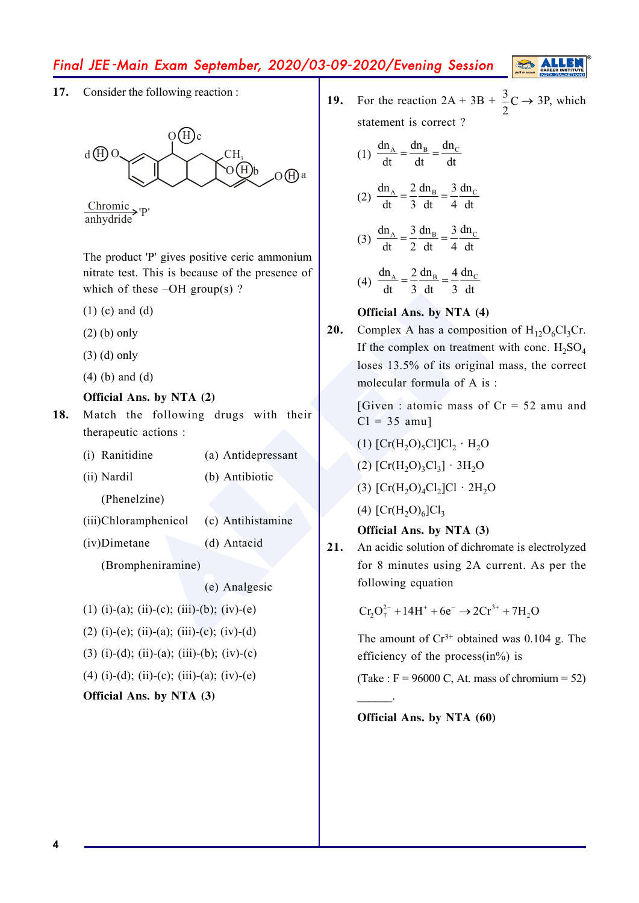**17.** Consider the following reaction :

d (H) O — [steroid structure with O(H)c, $CH_3$, O(H)b, O(H)a]

$\xrightarrow[\text{anhydride}]{\text{Chromic}}$ 'P'

The product 'P' gives positive ceric ammonium nitrate test. This is because of the presence of which of these –OH group(s) ?

(1) (c) and (d)

(2) (b) only

(3) (d) only

(4) (b) and (d)

**Official Ans. by NTA (2)**

**18.** Match the following drugs with their therapeutic actions :

(i) Ranitidine — (a) Antidepressant

(ii) Nardil (Phenelzine) — (b) Antibiotic

(iii) Chloramphenicol — (c) Antihistamine

(iv) Dimetane (Brompheniramine) — (d) Antacid

(e) Analgesic

(1) (i)-(a); (ii)-(c); (iii)-(b); (iv)-(e)

(2) (i)-(e); (ii)-(a); (iii)-(c); (iv)-(d)

(3) (i)-(d); (ii)-(a); (iii)-(b); (iv)-(c)

(4) (i)-(d); (ii)-(c); (iii)-(a); (iv)-(e)

**Official Ans. by NTA (3)**

**19.** For the reaction 2A + 3B + $\frac{3}{2}$C → 3P, which statement is correct ?

(1) $\frac{dn_A}{dt} = \frac{dn_B}{dt} = \frac{dn_C}{dt}$

(2) $\frac{dn_A}{dt} = \frac{2}{3}\frac{dn_B}{dt} = \frac{3}{4}\frac{dn_C}{dt}$

(3) $\frac{dn_A}{dt} = \frac{3}{2}\frac{dn_B}{dt} = \frac{3}{4}\frac{dn_C}{dt}$

(4) $\frac{dn_A}{dt} = \frac{2}{3}\frac{dn_B}{dt} = \frac{4}{3}\frac{dn_C}{dt}$

**Official Ans. by NTA (4)**

**20.** Complex A has a composition of $H_{12}O_6Cl_3Cr$. If the complex on treatment with conc. $H_2SO_4$ loses 13.5% of its original mass, the correct molecular formula of A is :

[Given : atomic mass of Cr = 52 amu and Cl = 35 amu]

(1) $[Cr(H_2O)_5Cl]Cl_2 \cdot H_2O$

(2) $[Cr(H_2O)_3Cl_3] \cdot 3H_2O$

(3) $[Cr(H_2O)_4Cl_2]Cl \cdot 2H_2O$

(4) $[Cr(H_2O)_6]Cl_3$

**Official Ans. by NTA (3)**

**21.** An acidic solution of dichromate is electrolyzed for 8 minutes using 2A current. As per the following equation

$$Cr_2O_7^{2-} + 14H^+ + 6e^- \rightarrow 2Cr^{3+} + 7H_2O$$

The amount of $Cr^{3+}$ obtained was 0.104 g. The efficiency of the process(in%) is

(Take : F = 96000 C, At. mass of chromium = 52)

______.

**Official Ans. by NTA (60)**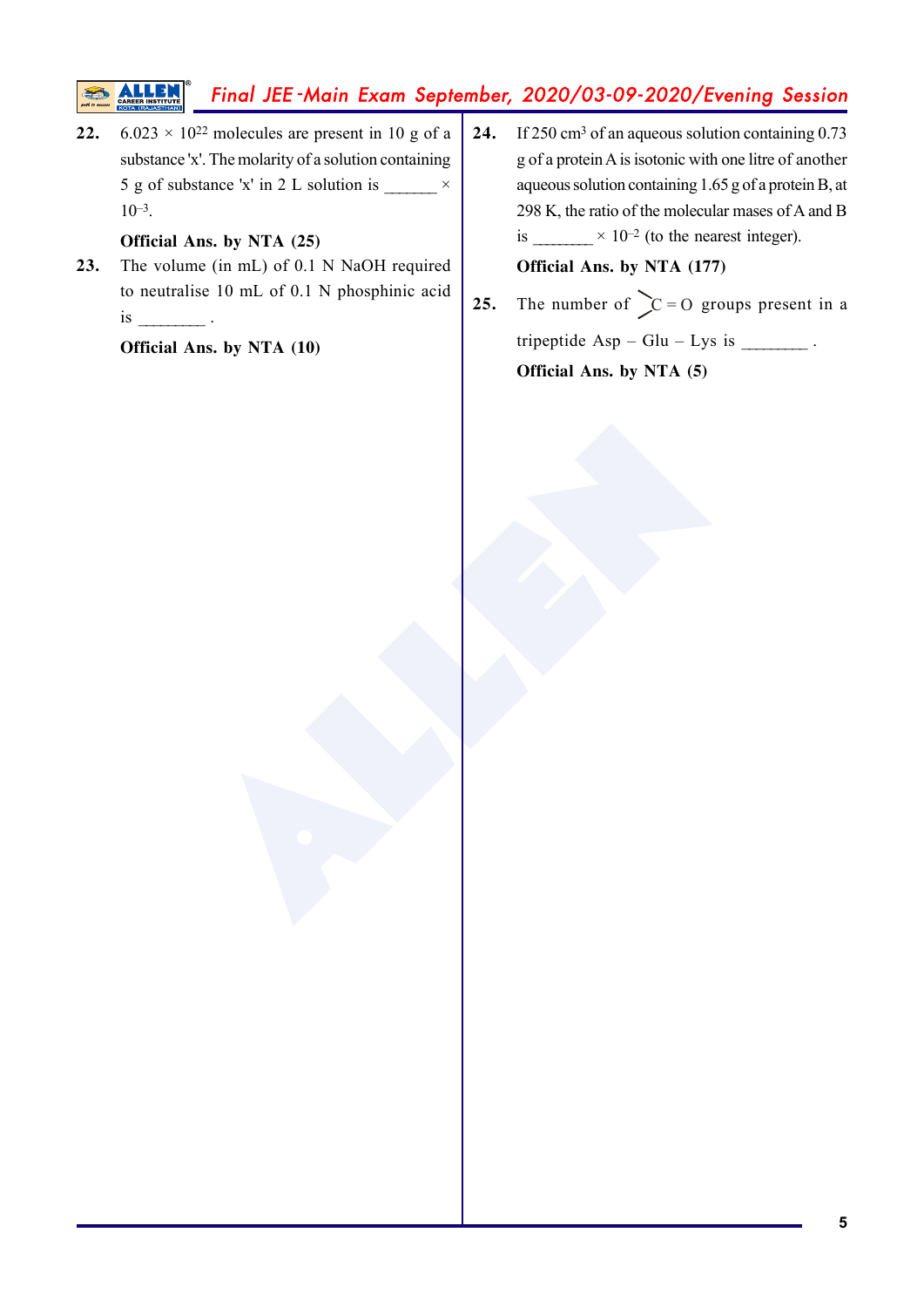**22.** $6.023 \times 10^{22}$ molecules are present in 10 g of a substance 'x'. The molarity of a solution containing 5 g of substance 'x' in 2 L solution is ______ $\times 10^{-3}$.

**Official Ans. by NTA (25)**

**23.** The volume (in mL) of 0.1 N NaOH required to neutralise 10 mL of 0.1 N phosphinic acid is ________ .

**Official Ans. by NTA (10)**

**24.** If 250 $cm^3$ of an aqueous solution containing 0.73 g of a protein A is isotonic with one litre of another aqueous solution containing 1.65 g of a protein B, at 298 K, the ratio of the molecular masses of A and B is _______ $\times 10^{-2}$ (to the nearest integer).

**Official Ans. by NTA (177)**

**25.** The number of $>C=O$ groups present in a tripeptide Asp – Glu – Lys is ________ .

**Official Ans. by NTA (5)**